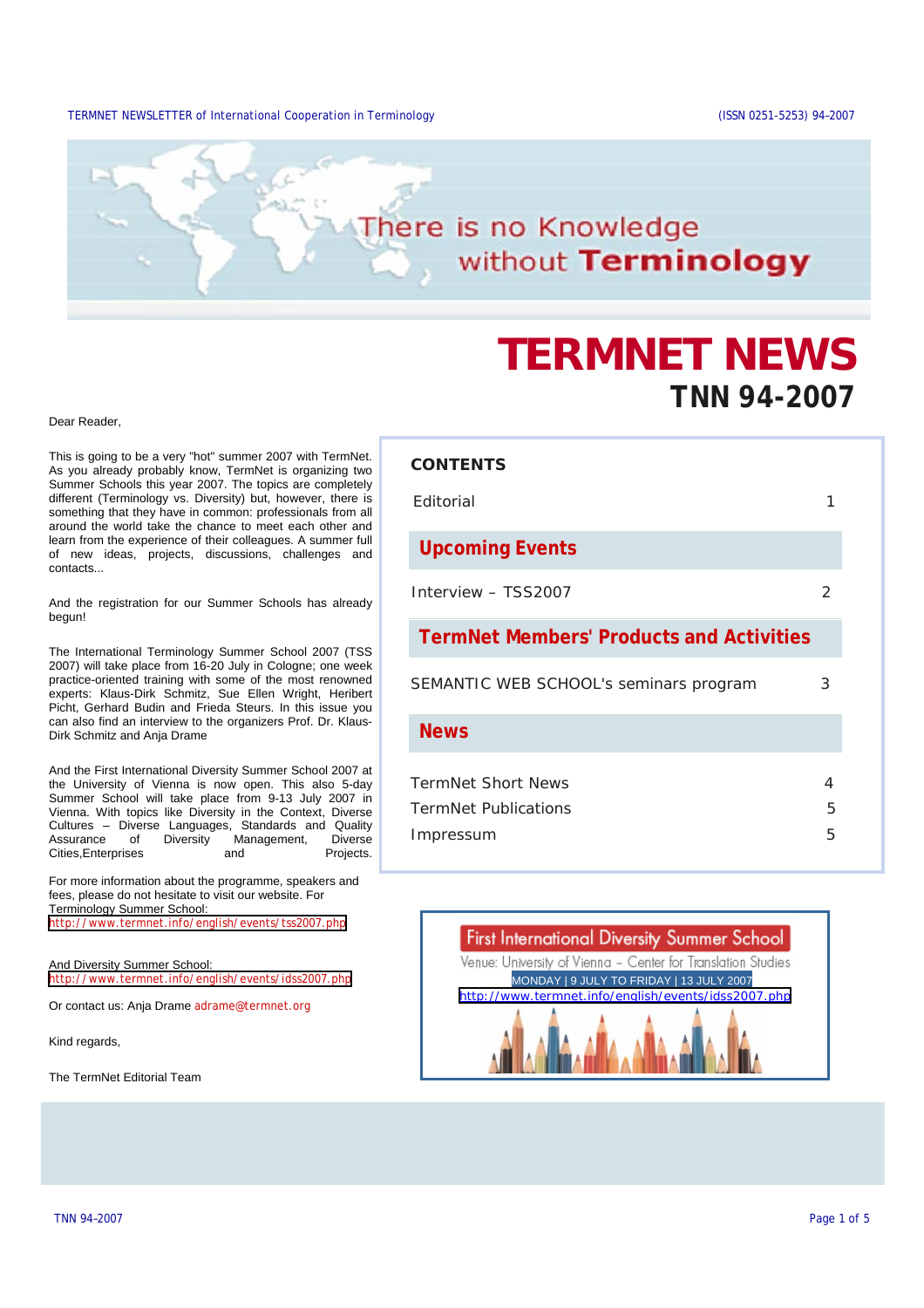# There is no Knowledge without Terminology

# TERMNET NEWS

## TNN 94-2007

Dear Reader,

This is going to be a very "hot" summer 2007 with TermNet. As you already probably know, TermNet is organizing two Summer Schools this year 2007. The topics are completely different (Terminology vs. Diversity) but, however, there is something that they have in common: professionals from all around the world take the chance to meet each other and learn from the experience of their colleagues. A summer full of new ideas, projects, discussions, challenges and contacts...

And the registration for our Summer Schools has already begun!

The International Terminology Summer School 2007 (TSS 2007) will take place from 16-20 July in Cologne; one week practice-oriented training with some of the most renowned experts: Klaus-Dirk Schmitz, Sue Ellen Wright, Heribert Picht, Gerhard Budin and Frieda Steurs. In this issue you can also find an interview to the organizers Prof. Dr. Klaus-Dirk Schmitz and Anja Drame

And the First International Diversity Summer School 2007 at the University of Vienna is now open. This also 5-day Summer School will take place from 9-13 July 2007 in Vienna. With topics like Diversity in the Context, Diverse Cultures – Diverse Languages, Standards and Quality Assurance of Diversity Management, Diverse Cities,Enterprises and Projects.

For more information about the programme, speakers and fees, please do not hesitate to visit our website. For Terminology Summer School:
http://www.termnet.info/english/events/tss2007.php

And Diversity Summer School:
http://www.termnet.info/english/events/idss2007.php

Or contact us: Anja Drame adrame@termnet.org

Kind regards,

The TermNet Editorial Team

| CONTENTS | |
|---|---|
| Editorial | 1 |
| **Upcoming Events** | |
| Interview – TSS2007 | 2 |
| **TermNet Members' Products and Activities** | |
| SEMANTIC WEB SCHOOL's seminars program | 3 |
| **News** | |
| TermNet Short News | 4 |
| TermNet Publications | 5 |
| Impressum | 5 |

First International Diversity Summer School
Venue: University of Vienna – Center for Translation Studies
MONDAY | 9 JULY TO FRIDAY | 13 JULY 2007
http://www.termnet.info/english/events/idss2007.php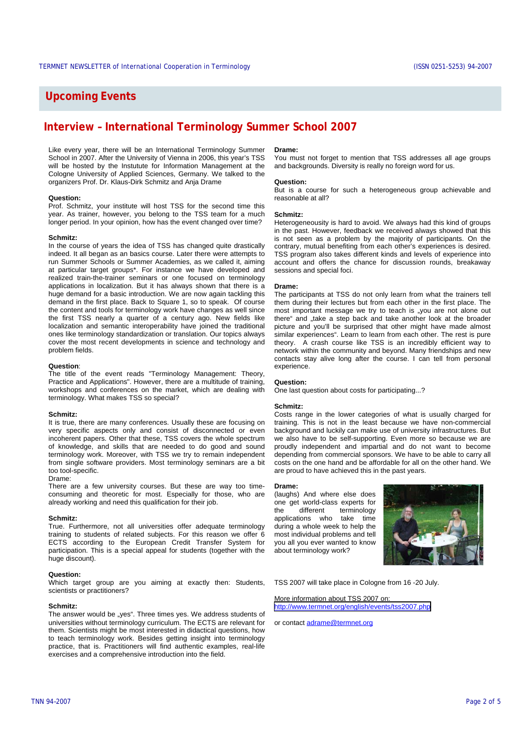## Upcoming Events

# Interview – International Terminology Summer School 2007

Like every year, there will be an International Terminology Summer School in 2007. After the University of Vienna in 2006, this year's TSS will be hosted by the Instutute for Information Management at the Cologne University of Applied Sciences, Germany. We talked to the organizers Prof. Dr. Klaus-Dirk Schmitz and Anja Drame

**Question:**
Prof. Schmitz, your institute will host TSS for the second time this year. As trainer, however, you belong to the TSS team for a much longer period. In your opinion, how has the event changed over time?

**Schmitz:**
In the course of years the idea of TSS has changed quite drastically indeed. It all began as an basics course. Later there were attempts to run Summer Schools or Summer Academies, as we called it, aiming at particular target groups*. For instance we have developed and realized train-the-trainer seminars or one focused on terminology applications in localization. But it has always shown that there is a huge demand for a basic introduction. We are now again tackling this demand in the first place. Back to Square 1, so to speak. Of course the content and tools for terminology work have changes as well since the first TSS nearly a quarter of a century ago. New fields like localization and semantic interoperability have joined the traditional ones like terminology standardization or translation. Our topics always cover the most recent developments in science and technology and problem fields.

**Question**:
The title of the event reads "Terminology Management: Theory, Practice and Applications". However, there are a multitude of training, workshops and conferences on the market, which are dealing with terminology. What makes TSS so special?

**Schmitz:**
It is true, there are many conferences. Usually these are focusing on very specific aspects only and consist of disconnected or even incoherent papers. Other that these, TSS covers the whole spectrum of knowledge, and skills that are needed to do good and sound terminology work. Moreover, with TSS we try to remain independent from single software providers. Most terminology seminars are a bit too tool-specific.

Drame:
There are a few university courses. But these are way too time-consuming and theoretic for most. Especially for those, who are already working and need this qualification for their job.

**Schmitz:**
True. Furthermore, not all universities offer adequate terminology training to students of related subjects. For this reason we offer 6 ECTS according to the European Credit Transfer System for participation. This is a special appeal for students (together with the huge discount).

**Question:**
Which target group are you aiming at exactly then: Students, scientists or practitioners?

**Schmitz:**
The answer would be „yes". Three times yes. We address students of universities without terminology curriculum. The ECTS are relevant for them. Scientists might be most interested in didactical questions, how to teach terminology work. Besides getting insight into terminology practice, that is. Practitioners will find authentic examples, real-life exercises and a comprehensive introduction into the field.

**Drame:**
You must not forget to mention that TSS addresses all age groups and backgrounds. Diversity is really no foreign word for us.

**Question:**
But is a course for such a heterogeneous group achievable and reasonable at all?

**Schmitz:**
Heterogeneousity is hard to avoid. We always had this kind of groups in the past. However, feedback we received always showed that this is not seen as a problem by the majority of participants. On the contrary, mutual benefiting from each other's experiences is desired. TSS program also takes different kinds and levels of experience into account and offers the chance for discussion rounds, breakaway sessions and special foci.

**Drame:**
The participants at TSS do not only learn from what the trainers tell them during their lectures but from each other in the first place. The most important message we try to teach is „you are not alone out there" and „take a step back and take another look at the broader picture and you'll be surprised that other might have made almost similar experiences". Learn to learn from each other. The rest is pure theory. A crash course like TSS is an incredibly efficient way to network within the community and beyond. Many friendships and new contacts stay alive long after the course. I can tell from personal experience.

**Question:**
One last question about costs for participating...?

**Schmitz:**
Costs range in the lower categories of what is usually charged for training. This is not in the least because we have non-commercial background and luckily can make use of university infrastructures. But we also have to be self-supporting. Even more so because we are proudly independent and impartial and do not want to become depending from commercial sponsors. We have to be able to carry all costs on the one hand and be affordable for all on the other hand. We are proud to have achieved this in the past years.

**Drame:**
(laughs) And where else does one get world-class experts for the different terminology applications who take time during a whole week to help the most individual problems and tell you all you ever wanted to know about terminology work?

TSS 2007 will take place in Cologne from 16 -20 July.

More information about TSS 2007 on:
http://www.termnet.org/english/events/tss2007.php

or contact adrame@termnet.org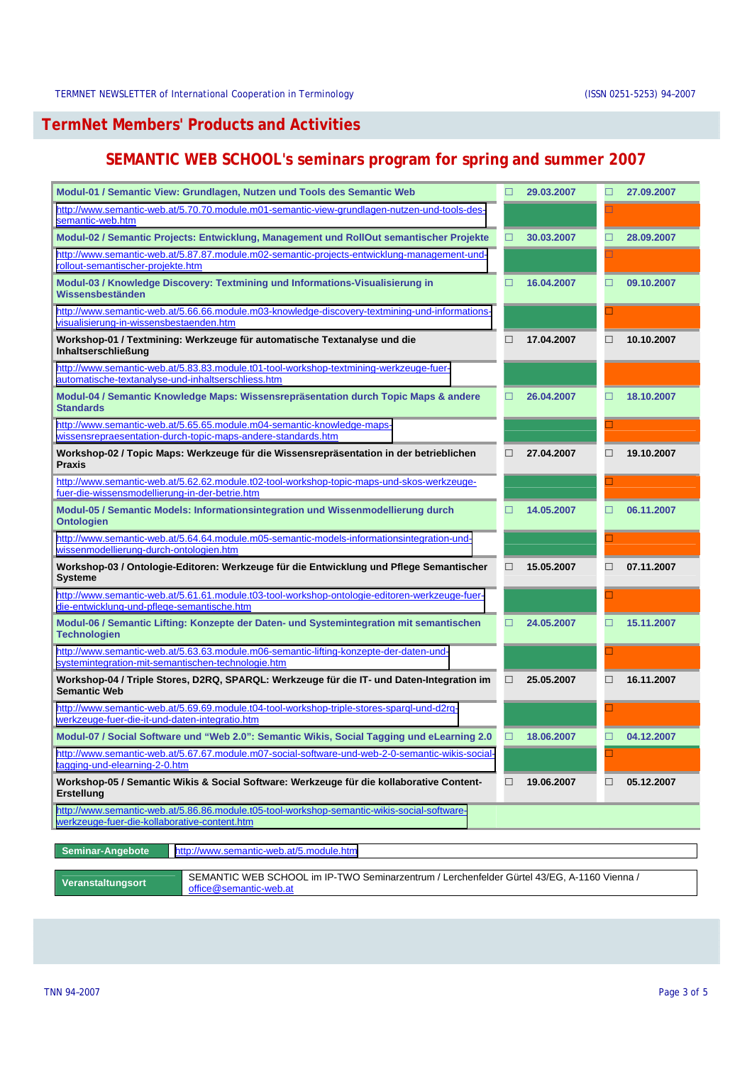## TermNet Members' Products and Activities

## SEMANTIC WEB SCHOOL's seminars program for spring and summer 2007

| Seminar | Date 1 | Date 2 |
|---|---|---|
| **Modul-01 / Semantic View: Grundlagen, Nutzen und Tools des Semantic Web** | ☐ **29.03.2007** | ☐ **27.09.2007** |
| http://www.semantic-web.at/5.70.70.module.m01-semantic-view-grundlagen-nutzen-und-tools-des-semantic-web.htm | | ☐ |
| **Modul-02 / Semantic Projects: Entwicklung, Management und RollOut semantischer Projekte** | ☐ **30.03.2007** | ☐ **28.09.2007** |
| http://www.semantic-web.at/5.87.87.module.m02-semantic-projects-entwicklung-management-und-rollout-semantischer-projekte.htm | | ☐ |
| **Modul-03 / Knowledge Discovery: Textmining und Informations-Visualisierung in Wissensbeständen** | ☐ **16.04.2007** | ☐ **09.10.2007** |
| http://www.semantic-web.at/5.66.66.module.m03-knowledge-discovery-textmining-und-informations-visualisierung-in-wissensbestaenden.htm | | ☐ |
| **Workshop-01 / Textmining: Werkzeuge für automatische Textanalyse und die Inhaltserschließung** | ☐ **17.04.2007** | ☐ **10.10.2007** |
| http://www.semantic-web.at/5.83.83.module.t01-tool-workshop-textmining-werkzeuge-fuer-automatische-textanalyse-und-inhaltserschliess.htm | | |
| **Modul-04 / Semantic Knowledge Maps: Wissensrepräsentation durch Topic Maps & andere Standards** | ☐ **26.04.2007** | ☐ **18.10.2007** |
| http://www.semantic-web.at/5.65.65.module.m04-semantic-knowledge-maps-wissensrepraesentation-durch-topic-maps-andere-standards.htm | | ☐ |
| **Workshop-02 / Topic Maps: Werkzeuge für die Wissensrepräsentation in der betrieblichen Praxis** | ☐ **27.04.2007** | ☐ **19.10.2007** |
| http://www.semantic-web.at/5.62.62.module.t02-tool-workshop-topic-maps-und-skos-werkzeuge-fuer-die-wissensmodellierung-in-der-betrie.htm | | ☐ |
| **Modul-05 / Semantic Models: Informationsintegration und Wissenmodellierung durch Ontologien** | ☐ **14.05.2007** | ☐ **06.11.2007** |
| http://www.semantic-web.at/5.64.64.module.m05-semantic-models-informationsintegration-und-wissenmodellierung-durch-ontologien.htm | | ☐ |
| **Workshop-03 / Ontologie-Editoren: Werkzeuge für die Entwicklung und Pflege Semantischer Systeme** | ☐ **15.05.2007** | ☐ **07.11.2007** |
| http://www.semantic-web.at/5.61.61.module.t03-tool-workshop-ontologie-editoren-werkzeuge-fuer-die-entwicklung-und-pflege-semantische.htm | | ☐ |
| **Modul-06 / Semantic Lifting: Konzepte der Daten- und Systemintegration mit semantischen Technologien** | ☐ **24.05.2007** | ☐ **15.11.2007** |
| http://www.semantic-web.at/5.63.63.module.m06-semantic-lifting-konzepte-der-daten-und-systemintegration-mit-semantischen-technologie.htm | | ☐ |
| **Workshop-04 / Triple Stores, D2RQ, SPARQL: Werkzeuge für die IT- und Daten-Integration im Semantic Web** | ☐ **25.05.2007** | ☐ **16.11.2007** |
| http://www.semantic-web.at/5.69.69.module.t04-tool-workshop-triple-stores-sparql-und-d2rq-werkzeuge-fuer-die-it-und-daten-integratio.htm | | ☐ |
| **Modul-07 / Social Software und "Web 2.0": Semantic Wikis, Social Tagging und eLearning 2.0** | ☐ **18.06.2007** | ☐ **04.12.2007** |
| http://www.semantic-web.at/5.67.67.module.m07-social-software-und-web-2-0-semantic-wikis-social-tagging-und-elearning-2-0.htm | | ☐ |
| **Workshop-05 / Semantic Wikis & Social Software: Werkzeuge für die kollaborative Content-Erstellung** | ☐ **19.06.2007** | ☐ **05.12.2007** |
| http://www.semantic-web.at/5.86.86.module.t05-tool-workshop-semantic-wikis-social-software-werkzeuge-fuer-die-kollaborative-content.htm | | |

| | |
|---|---|
| **Seminar-Angebote** | http://www.semantic-web.at/5.module.htm |

| | |
|---|---|
| **Veranstaltungsort** | SEMANTIC WEB SCHOOL im IP-TWO Seminarzentrum / Lerchenfelder Gürtel 43/EG, A-1160 Vienna / office@semantic-web.at |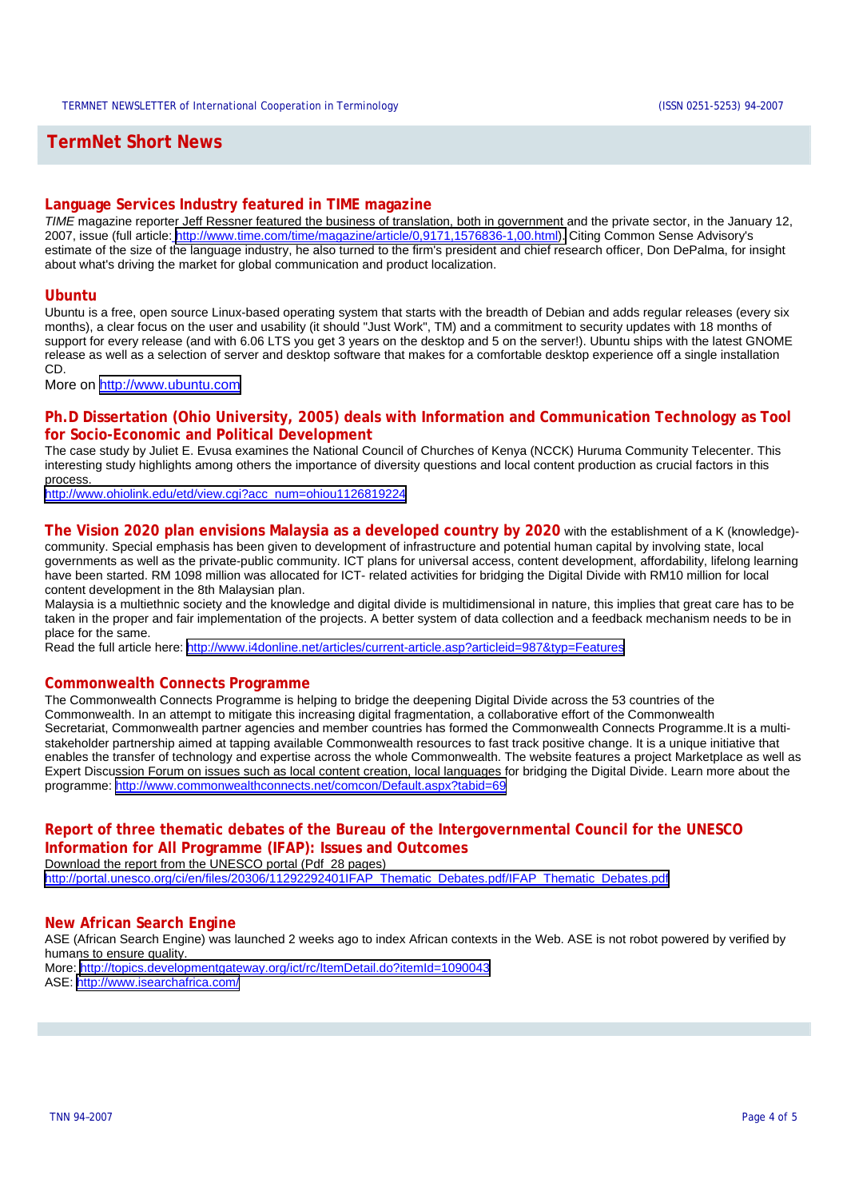## TermNet Short News

### Language Services Industry featured in TIME magazine

*TIME* magazine reporter Jeff Ressner featured the business of translation, both in government and the private sector, in the January 12, 2007, issue (full article: http://www.time.com/time/magazine/article/0,9171,1576836-1,00.html). Citing Common Sense Advisory's estimate of the size of the language industry, he also turned to the firm's president and chief research officer, Don DePalma, for insight about what's driving the market for global communication and product localization.

### Ubuntu

Ubuntu is a free, open source Linux-based operating system that starts with the breadth of Debian and adds regular releases (every six months), a clear focus on the user and usability (it should "Just Work", TM) and a commitment to security updates with 18 months of support for every release (and with 6.06 LTS you get 3 years on the desktop and 5 on the server!). Ubuntu ships with the latest GNOME release as well as a selection of server and desktop software that makes for a comfortable desktop experience off a single installation CD.

More on http://www.ubuntu.com

### Ph.D Dissertation (Ohio University, 2005) deals with Information and Communication Technology as Tool for Socio-Economic and Political Development

The case study by Juliet E. Evusa examines the National Council of Churches of Kenya (NCCK) Huruma Community Telecenter. This interesting study highlights among others the importance of diversity questions and local content production as crucial factors in this process.

http://www.ohiolink.edu/etd/view.cgi?acc_num=ohiou1126819224

**The Vision 2020 plan envisions Malaysia as a developed country by 2020** with the establishment of a K (knowledge)-community. Special emphasis has been given to development of infrastructure and potential human capital by involving state, local governments as well as the private-public community. ICT plans for universal access, content development, affordability, lifelong learning have been started. RM 1098 million was allocated for ICT- related activities for bridging the Digital Divide with RM10 million for local content development in the 8th Malaysian plan.

Malaysia is a multiethnic society and the knowledge and digital divide is multidimensional in nature, this implies that great care has to be taken in the proper and fair implementation of the projects. A better system of data collection and a feedback mechanism needs to be in place for the same.

Read the full article here: http://www.i4donline.net/articles/current-article.asp?articleid=987&typ=Features

### Commonwealth Connects Programme

The Commonwealth Connects Programme is helping to bridge the deepening Digital Divide across the 53 countries of the Commonwealth. In an attempt to mitigate this increasing digital fragmentation, a collaborative effort of the Commonwealth Secretariat, Commonwealth partner agencies and member countries has formed the Commonwealth Connects Programme.It is a multi-stakeholder partnership aimed at tapping available Commonwealth resources to fast track positive change. It is a unique initiative that enables the transfer of technology and expertise across the whole Commonwealth. The website features a project Marketplace as well as Expert Discussion Forum on issues such as local content creation, local languages for bridging the Digital Divide. Learn more about the programme: http://www.commonwealthconnects.net/comcon/Default.aspx?tabid=69

### Report of three thematic debates of the Bureau of the Intergovernmental Council for the UNESCO Information for All Programme (IFAP): Issues and Outcomes

Download the report from the UNESCO portal (Pdf 28 pages)

http://portal.unesco.org/ci/en/files/20306/11292292401IFAP_Thematic_Debates.pdf/IFAP_Thematic_Debates.pdf

### New African Search Engine

ASE (African Search Engine) was launched 2 weeks ago to index African contexts in the Web. ASE is not robot powered by verified by humans to ensure quality.

More: http://topics.developmentgateway.org/ict/rc/ItemDetail.do?itemId=1090043

ASE: http://www.isearchafrica.com/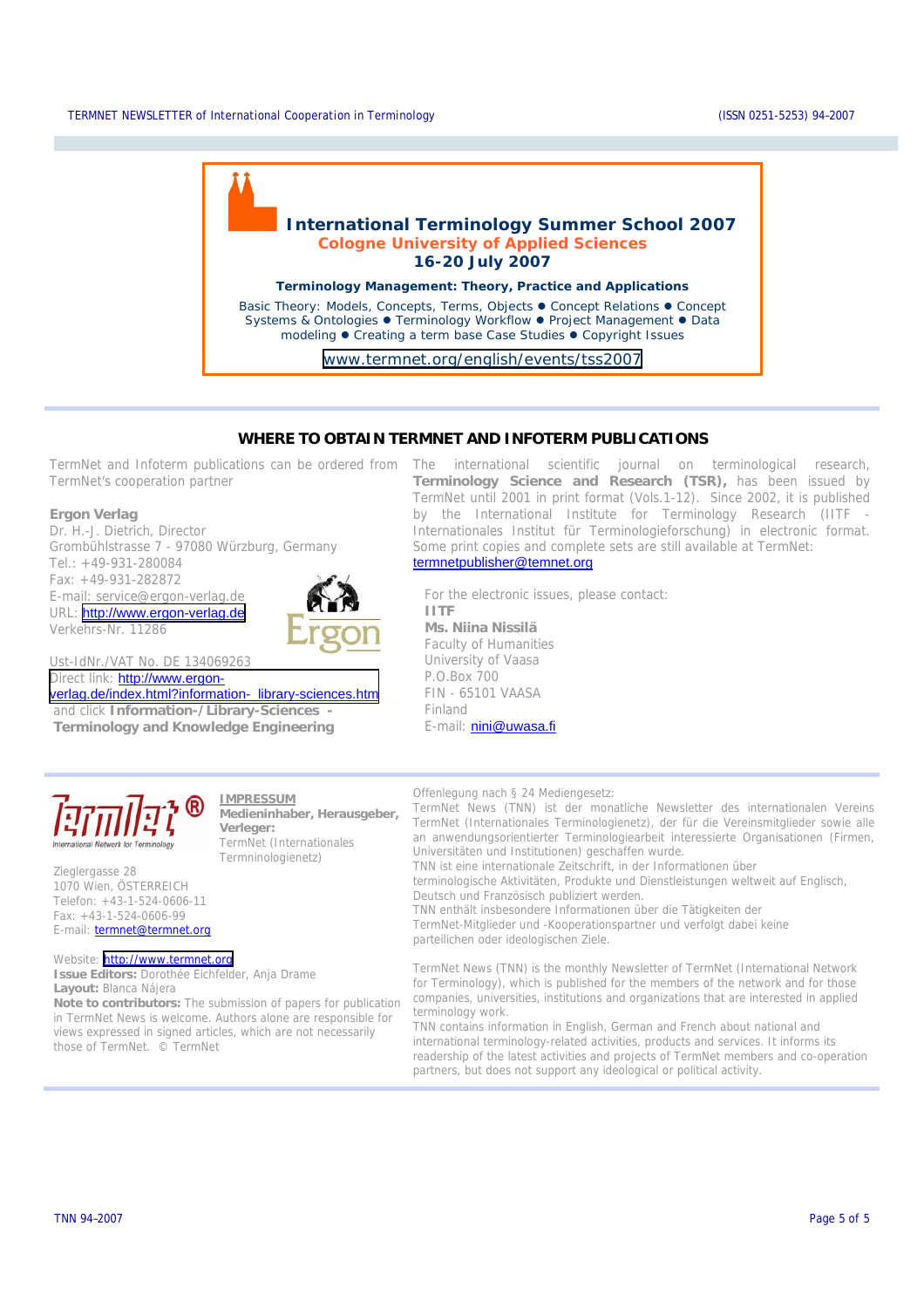## International Terminology Summer School 2007

**Cologne University of Applied Sciences**

**16-20 July 2007**

**Terminology Management: Theory, Practice and Applications**

Basic Theory: Models, Concepts, Terms, Objects ● Concept Relations ● Concept Systems & Ontologies ● Terminology Workflow ● Project Management ● Data modeling ● Creating a term base Case Studies ● Copyright Issues

www.termnet.org/english/events/tss2007

## WHERE TO OBTAIN TERMNET AND INFOTERM PUBLICATIONS

TermNet and Infoterm publications can be ordered from TermNet's cooperation partner

**Ergon Verlag**
Dr. H.-J. Dietrich, Director
Grombühlstrasse 7 - 97080 Würzburg, Germany
Tel.: +49-931-280084
Fax: +49-931-282872
E-mail: service@ergon-verlag.de
URL: http://www.ergon-verlag.de
Verkehrs-Nr. 11286

Ust-IdNr./VAT No. DE 134069263
Direct link: http://www.ergon-verlag.de/index.html?information-_library-sciences.htm
and click **Information-/Library-Sciences - Terminology and Knowledge Engineering**

The international scientific journal on terminological research, **Terminology Science and Research (TSR),** has been issued by TermNet until 2001 in print format (Vols.1-12). Since 2002, it is published by the International Institute for Terminology Research (IITF - Internationales Institut für Terminologieforschung) in electronic format. Some print copies and complete sets are still available at TermNet: termnetpublisher@temnet.org

For the electronic issues, please contact:
**IITF**
**Ms. Niina Nissilä**
Faculty of Humanities
University of Vaasa
P.O.Box 700
FIN - 65101 VAASA
Finland
E-mail: nini@uwasa.fi

TermNet®
International Network for Terminology

**IMPRESSUM**
**Medieninhaber, Herausgeber, Verleger:**
TermNet (Internationales Terminologienetz)

Zieglergasse 28
1070 Wien, ÖSTERREICH
Telefon: +43-1-524-0606-11
Fax: +43-1-524-0606-99
E-mail: termnet@termnet.org

Website: http://www.termnet.org
**Issue Editors:** Dorothée Eichfelder, Anja Drame
**Layout:** Blanca Nájera
**Note to contributors:** The submission of papers for publication in TermNet News is welcome. Authors alone are responsible for views expressed in signed articles, which are not necessarily those of TermNet. © TermNet

Offenlegung nach § 24 Mediengesetz:
TermNet News (TNN) ist der monatliche Newsletter des internationalen Vereins TermNet (Internationales Terminologienetz), der für die Vereinsmitglieder sowie alle an anwendungsorientierter Terminologiearbeit interessierte Organisationen (Firmen, Universitäten und Institutionen) geschaffen wurde.
TNN ist eine internationale Zeitschrift, in der Informationen über terminologische Aktivitäten, Produkte und Dienstleistungen weltweit auf Englisch, Deutsch und Französisch publiziert werden.
TNN enthält insbesondere Informationen über die Tätigkeiten der TermNet-Mitglieder und -Kooperationspartner und verfolgt dabei keine parteilichen oder ideologischen Ziele.

TermNet News (TNN) is the monthly Newsletter of TermNet (International Network for Terminology), which is published for the members of the network and for those companies, universities, institutions and organizations that are interested in applied terminology work.
TNN contains information in English, German and French about national and international terminology-related activities, products and services. It informs its readership of the latest activities and projects of TermNet members and co-operation partners, but does not support any ideological or political activity.